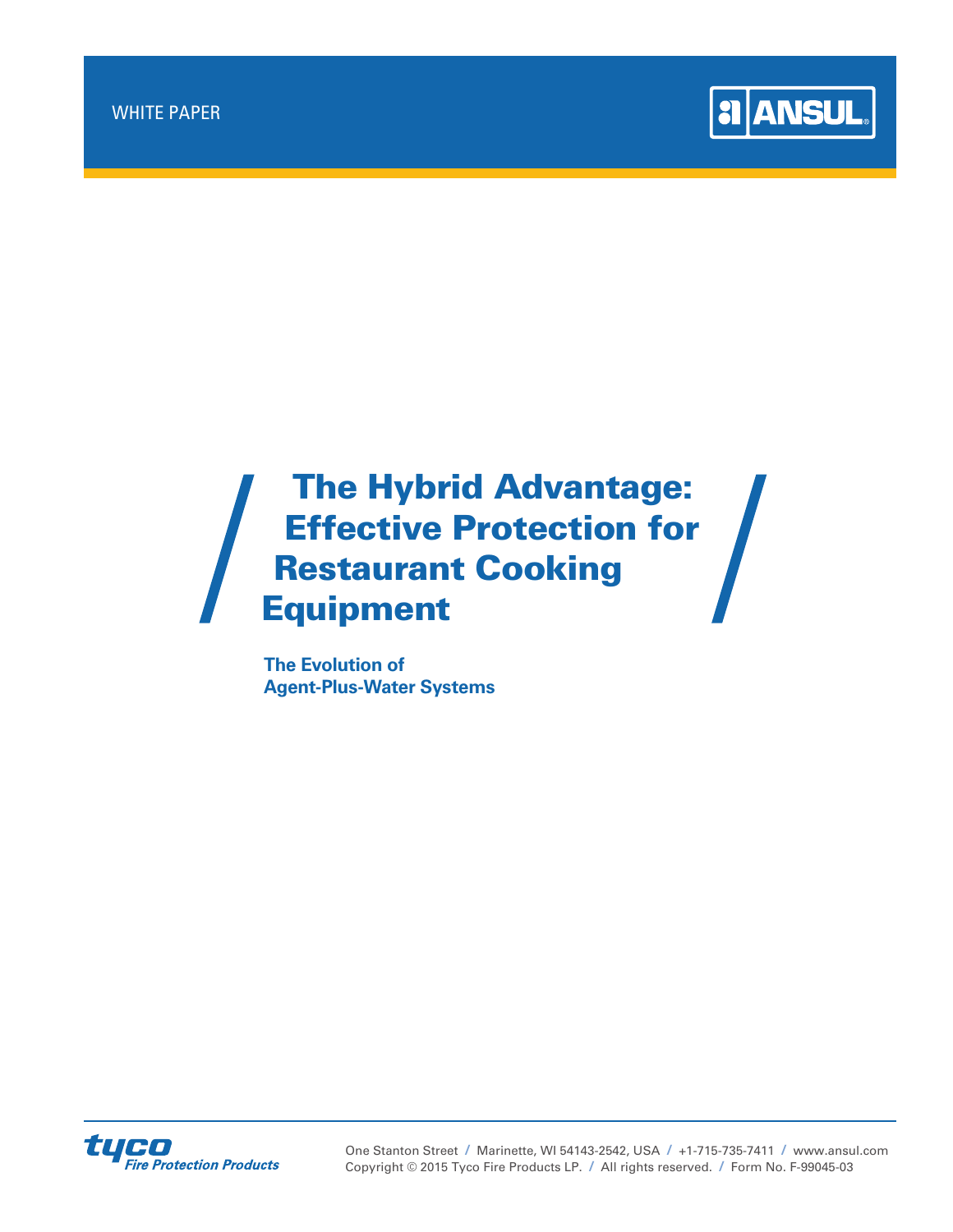WHITE PAPER

# The Hybrid Advantage: Effective Protection for Restaurant Cooking Equipment

## The Evolution of Agent-Plus-Water Systems

One Stanton Street / Marinette, WI 54143-2542, USA / +1-715-735-7411 / www.ansul.com
Copyright © 2015 Tyco Fire Products LP. / All rights reserved. / Form No. F-99045-03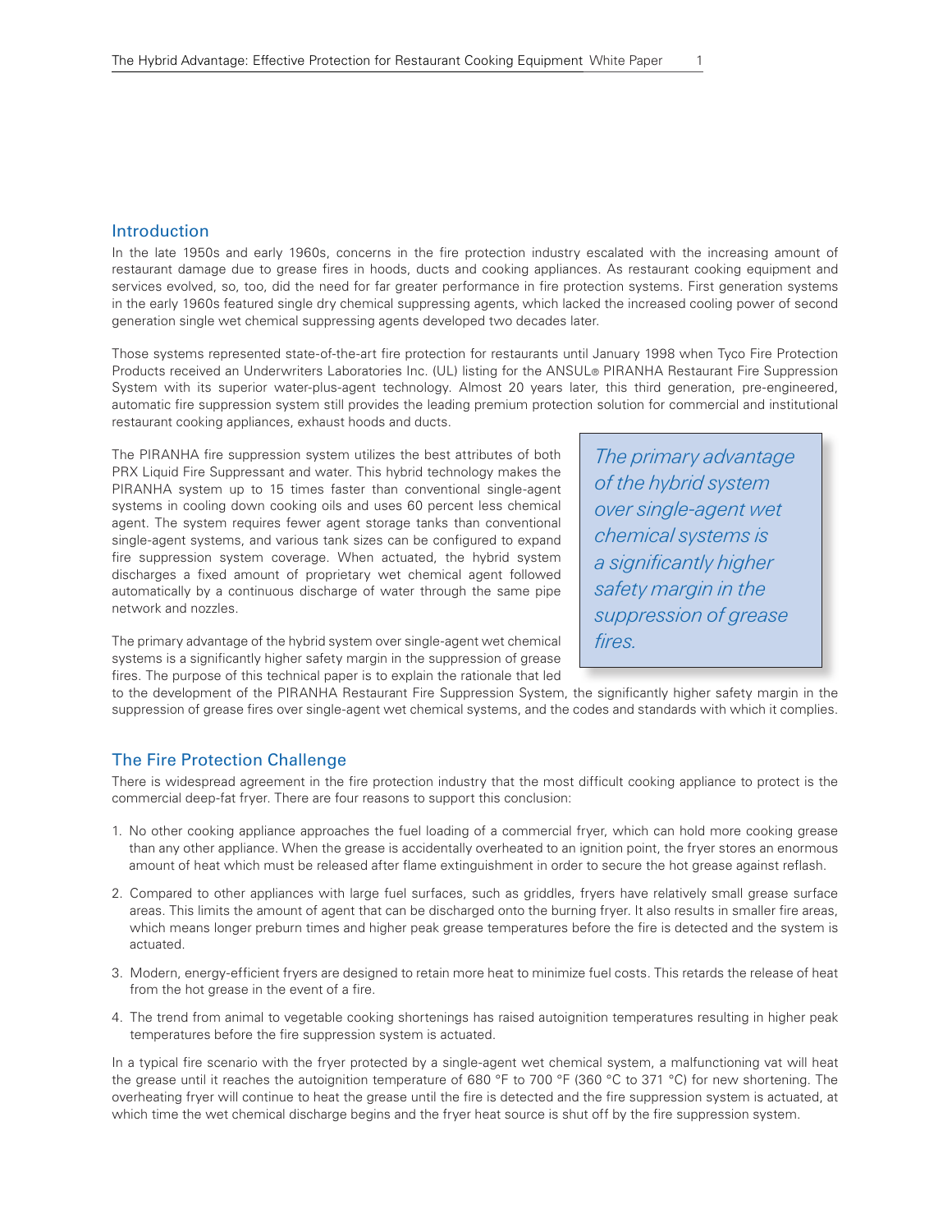## Introduction

In the late 1950s and early 1960s, concerns in the fire protection industry escalated with the increasing amount of restaurant damage due to grease fires in hoods, ducts and cooking appliances. As restaurant cooking equipment and services evolved, so, too, did the need for far greater performance in fire protection systems. First generation systems in the early 1960s featured single dry chemical suppressing agents, which lacked the increased cooling power of second generation single wet chemical suppressing agents developed two decades later.

Those systems represented state-of-the-art fire protection for restaurants until January 1998 when Tyco Fire Protection Products received an Underwriters Laboratories Inc. (UL) listing for the ANSUL® PIRANHA Restaurant Fire Suppression System with its superior water-plus-agent technology. Almost 20 years later, this third generation, pre-engineered, automatic fire suppression system still provides the leading premium protection solution for commercial and institutional restaurant cooking appliances, exhaust hoods and ducts.

The PIRANHA fire suppression system utilizes the best attributes of both PRX Liquid Fire Suppressant and water. This hybrid technology makes the PIRANHA system up to 15 times faster than conventional single-agent systems in cooling down cooking oils and uses 60 percent less chemical agent. The system requires fewer agent storage tanks than conventional single-agent systems, and various tank sizes can be configured to expand fire suppression system coverage. When actuated, the hybrid system discharges a fixed amount of proprietary wet chemical agent followed automatically by a continuous discharge of water through the same pipe network and nozzles.

> *The primary advantage of the hybrid system over single-agent wet chemical systems is a significantly higher safety margin in the suppression of grease fires.*

The primary advantage of the hybrid system over single-agent wet chemical systems is a significantly higher safety margin in the suppression of grease fires. The purpose of this technical paper is to explain the rationale that led to the development of the PIRANHA Restaurant Fire Suppression System, the significantly higher safety margin in the suppression of grease fires over single-agent wet chemical systems, and the codes and standards with which it complies.

## The Fire Protection Challenge

There is widespread agreement in the fire protection industry that the most difficult cooking appliance to protect is the commercial deep-fat fryer. There are four reasons to support this conclusion:

1. No other cooking appliance approaches the fuel loading of a commercial fryer, which can hold more cooking grease than any other appliance. When the grease is accidentally overheated to an ignition point, the fryer stores an enormous amount of heat which must be released after flame extinguishment in order to secure the hot grease against reflash.
2. Compared to other appliances with large fuel surfaces, such as griddles, fryers have relatively small grease surface areas. This limits the amount of agent that can be discharged onto the burning fryer. It also results in smaller fire areas, which means longer preburn times and higher peak grease temperatures before the fire is detected and the system is actuated.
3. Modern, energy-efficient fryers are designed to retain more heat to minimize fuel costs. This retards the release of heat from the hot grease in the event of a fire.
4. The trend from animal to vegetable cooking shortenings has raised autoignition temperatures resulting in higher peak temperatures before the fire suppression system is actuated.

In a typical fire scenario with the fryer protected by a single-agent wet chemical system, a malfunctioning vat will heat the grease until it reaches the autoignition temperature of 680 °F to 700 °F (360 °C to 371 °C) for new shortening. The overheating fryer will continue to heat the grease until the fire is detected and the fire suppression system is actuated, at which time the wet chemical discharge begins and the fryer heat source is shut off by the fire suppression system.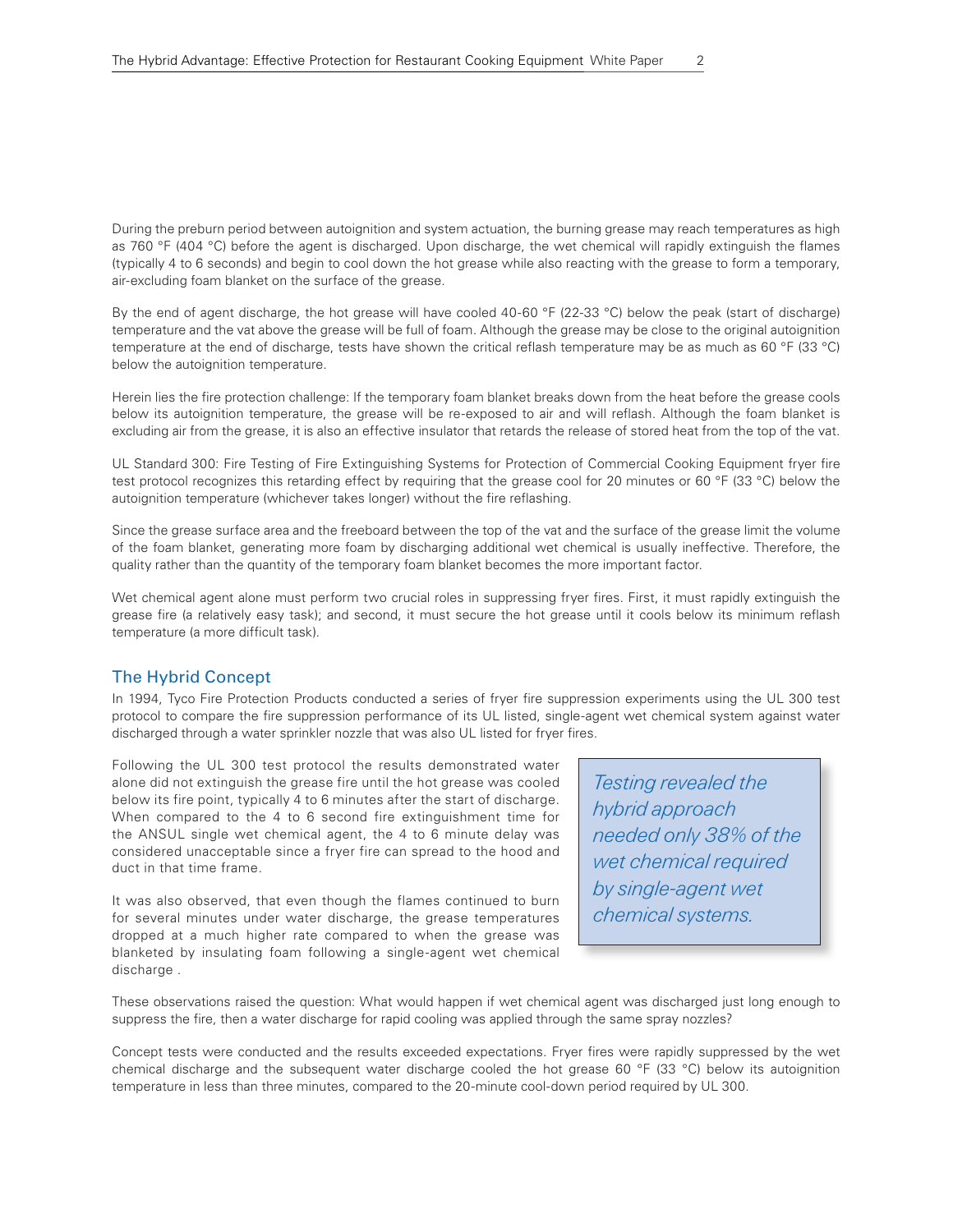During the preburn period between autoignition and system actuation, the burning grease may reach temperatures as high as 760 °F (404 °C) before the agent is discharged. Upon discharge, the wet chemical will rapidly extinguish the flames (typically 4 to 6 seconds) and begin to cool down the hot grease while also reacting with the grease to form a temporary, air-excluding foam blanket on the surface of the grease.

By the end of agent discharge, the hot grease will have cooled 40-60 °F (22-33 °C) below the peak (start of discharge) temperature and the vat above the grease will be full of foam. Although the grease may be close to the original autoignition temperature at the end of discharge, tests have shown the critical reflash temperature may be as much as 60 °F (33 °C) below the autoignition temperature.

Herein lies the fire protection challenge: If the temporary foam blanket breaks down from the heat before the grease cools below its autoignition temperature, the grease will be re-exposed to air and will reflash. Although the foam blanket is excluding air from the grease, it is also an effective insulator that retards the release of stored heat from the top of the vat.

UL Standard 300: Fire Testing of Fire Extinguishing Systems for Protection of Commercial Cooking Equipment fryer fire test protocol recognizes this retarding effect by requiring that the grease cool for 20 minutes or 60 °F (33 °C) below the autoignition temperature (whichever takes longer) without the fire reflashing.

Since the grease surface area and the freeboard between the top of the vat and the surface of the grease limit the volume of the foam blanket, generating more foam by discharging additional wet chemical is usually ineffective. Therefore, the quality rather than the quantity of the temporary foam blanket becomes the more important factor.

Wet chemical agent alone must perform two crucial roles in suppressing fryer fires. First, it must rapidly extinguish the grease fire (a relatively easy task); and second, it must secure the hot grease until it cools below its minimum reflash temperature (a more difficult task).

## The Hybrid Concept

In 1994, Tyco Fire Protection Products conducted a series of fryer fire suppression experiments using the UL 300 test protocol to compare the fire suppression performance of its UL listed, single-agent wet chemical system against water discharged through a water sprinkler nozzle that was also UL listed for fryer fires.

Following the UL 300 test protocol the results demonstrated water alone did not extinguish the grease fire until the hot grease was cooled below its fire point, typically 4 to 6 minutes after the start of discharge. When compared to the 4 to 6 second fire extinguishment time for the ANSUL single wet chemical agent, the 4 to 6 minute delay was considered unacceptable since a fryer fire can spread to the hood and duct in that time frame.

It was also observed, that even though the flames continued to burn for several minutes under water discharge, the grease temperatures dropped at a much higher rate compared to when the grease was blanketed by insulating foam following a single-agent wet chemical discharge .

> *Testing revealed the hybrid approach needed only 38% of the wet chemical required by single-agent wet chemical systems.*

These observations raised the question: What would happen if wet chemical agent was discharged just long enough to suppress the fire, then a water discharge for rapid cooling was applied through the same spray nozzles?

Concept tests were conducted and the results exceeded expectations. Fryer fires were rapidly suppressed by the wet chemical discharge and the subsequent water discharge cooled the hot grease 60 °F (33 °C) below its autoignition temperature in less than three minutes, compared to the 20-minute cool-down period required by UL 300.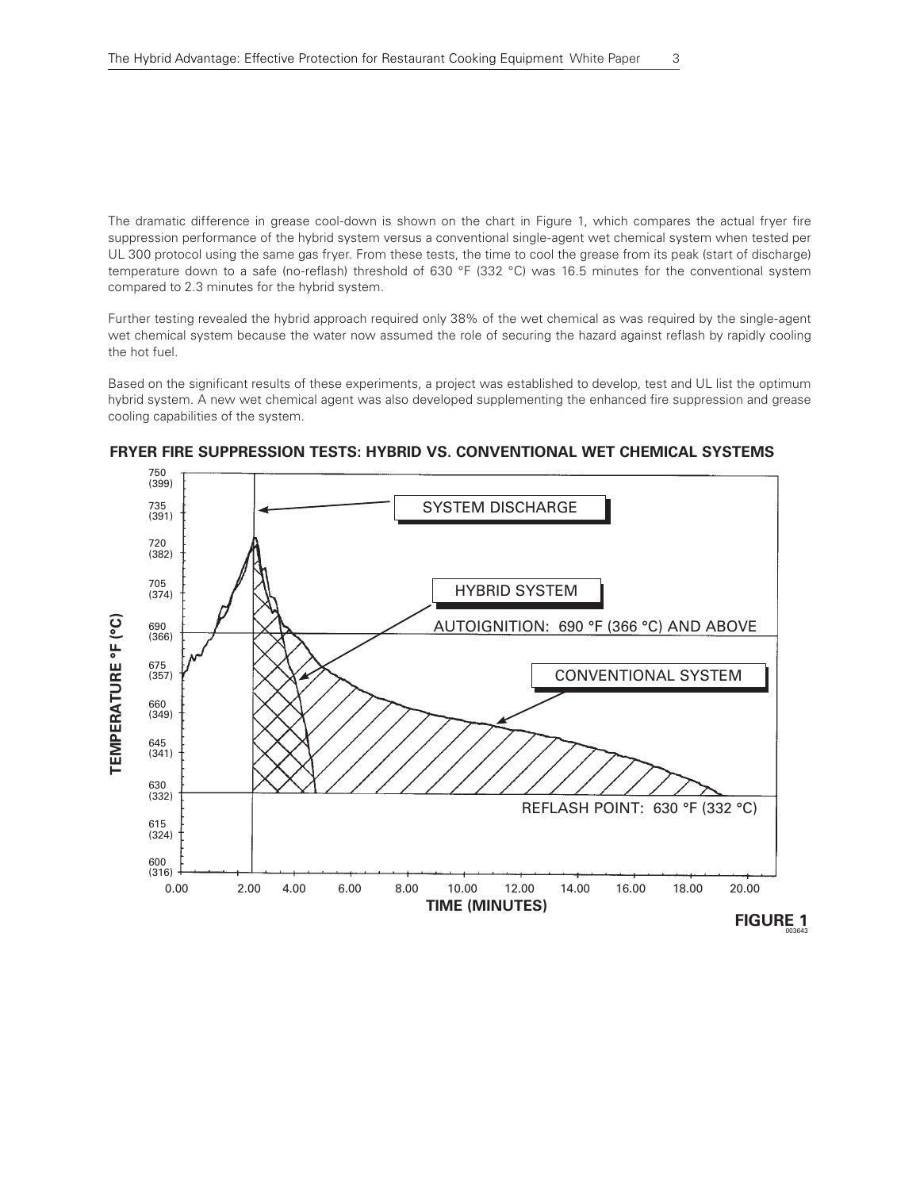The dramatic difference in grease cool-down is shown on the chart in Figure 1, which compares the actual fryer fire suppression performance of the hybrid system versus a conventional single-agent wet chemical system when tested per UL 300 protocol using the same gas fryer. From these tests, the time to cool the grease from its peak (start of discharge) temperature down to a safe (no-reflash) threshold of 630 °F (332 °C) was 16.5 minutes for the conventional system compared to 2.3 minutes for the hybrid system.

Further testing revealed the hybrid approach required only 38% of the wet chemical as was required by the single-agent wet chemical system because the water now assumed the role of securing the hazard against reflash by rapidly cooling the hot fuel.

Based on the significant results of these experiments, a project was established to develop, test and UL list the optimum hybrid system. A new wet chemical agent was also developed supplementing the enhanced fire suppression and grease cooling capabilities of the system.

**FRYER FIRE SUPPRESSION TESTS: HYBRID VS. CONVENTIONAL WET CHEMICAL SYSTEMS**

SYSTEM DISCHARGE

HYBRID SYSTEM

AUTOIGNITION: 690 °F (366 °C) AND ABOVE

CONVENTIONAL SYSTEM

REFLASH POINT: 630 °F (332 °C)

TEMPERATURE °F (°C)

TIME (MINUTES)

**FIGURE 1**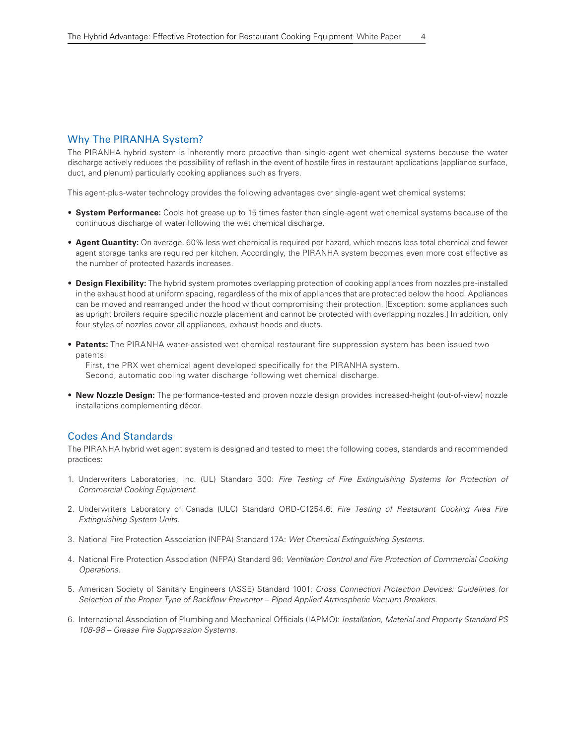## Why The PIRANHA System?

The PIRANHA hybrid system is inherently more proactive than single-agent wet chemical systems because the water discharge actively reduces the possibility of reflash in the event of hostile fires in restaurant applications (appliance surface, duct, and plenum) particularly cooking appliances such as fryers.

This agent-plus-water technology provides the following advantages over single-agent wet chemical systems:

- **System Performance:** Cools hot grease up to 15 times faster than single-agent wet chemical systems because of the continuous discharge of water following the wet chemical discharge.
- **Agent Quantity:** On average, 60% less wet chemical is required per hazard, which means less total chemical and fewer agent storage tanks are required per kitchen. Accordingly, the PIRANHA system becomes even more cost effective as the number of protected hazards increases.
- **Design Flexibility:** The hybrid system promotes overlapping protection of cooking appliances from nozzles pre-installed in the exhaust hood at uniform spacing, regardless of the mix of appliances that are protected below the hood. Appliances can be moved and rearranged under the hood without compromising their protection. [Exception: some appliances such as upright broilers require specific nozzle placement and cannot be protected with overlapping nozzles.] In addition, only four styles of nozzles cover all appliances, exhaust hoods and ducts.
- **Patents:** The PIRANHA water-assisted wet chemical restaurant fire suppression system has been issued two patents:
  First, the PRX wet chemical agent developed specifically for the PIRANHA system.
  Second, automatic cooling water discharge following wet chemical discharge.
- **New Nozzle Design:** The performance-tested and proven nozzle design provides increased-height (out-of-view) nozzle installations complementing décor.

## Codes And Standards

The PIRANHA hybrid wet agent system is designed and tested to meet the following codes, standards and recommended practices:

1. Underwriters Laboratories, Inc. (UL) Standard 300: *Fire Testing of Fire Extinguishing Systems for Protection of Commercial Cooking Equipment.*
2. Underwriters Laboratory of Canada (ULC) Standard ORD-C1254.6: *Fire Testing of Restaurant Cooking Area Fire Extinguishing System Units.*
3. National Fire Protection Association (NFPA) Standard 17A: *Wet Chemical Extinguishing Systems.*
4. National Fire Protection Association (NFPA) Standard 96: *Ventilation Control and Fire Protection of Commercial Cooking Operations.*
5. American Society of Sanitary Engineers (ASSE) Standard 1001: *Cross Connection Protection Devices: Guidelines for Selection of the Proper Type of Backflow Preventor – Piped Applied Atmospheric Vacuum Breakers.*
6. International Association of Plumbing and Mechanical Officials (IAPMO): *Installation, Material and Property Standard PS 108-98 – Grease Fire Suppression Systems.*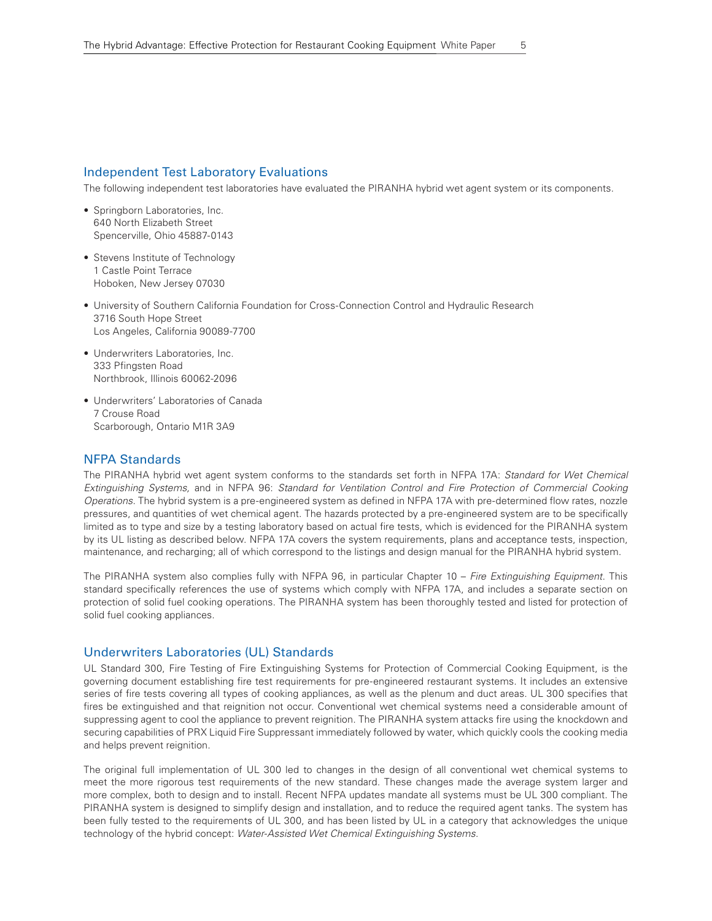## Independent Test Laboratory Evaluations

The following independent test laboratories have evaluated the PIRANHA hybrid wet agent system or its components.

- Springborn Laboratories, Inc.  
  640 North Elizabeth Street  
  Spencerville, Ohio 45887-0143

- Stevens Institute of Technology  
  1 Castle Point Terrace  
  Hoboken, New Jersey 07030

- University of Southern California Foundation for Cross-Connection Control and Hydraulic Research  
  3716 South Hope Street  
  Los Angeles, California 90089-7700

- Underwriters Laboratories, Inc.  
  333 Pfingsten Road  
  Northbrook, Illinois 60062-2096

- Underwriters' Laboratories of Canada  
  7 Crouse Road  
  Scarborough, Ontario M1R 3A9

## NFPA Standards

The PIRANHA hybrid wet agent system conforms to the standards set forth in NFPA 17A: *Standard for Wet Chemical Extinguishing Systems,* and in NFPA 96: *Standard for Ventilation Control and Fire Protection of Commercial Cooking Operations*. The hybrid system is a pre-engineered system as defined in NFPA 17A with pre-determined flow rates, nozzle pressures, and quantities of wet chemical agent. The hazards protected by a pre-engineered system are to be specifically limited as to type and size by a testing laboratory based on actual fire tests, which is evidenced for the PIRANHA system by its UL listing as described below. NFPA 17A covers the system requirements, plans and acceptance tests, inspection, maintenance, and recharging; all of which correspond to the listings and design manual for the PIRANHA hybrid system.

The PIRANHA system also complies fully with NFPA 96, in particular Chapter 10 – *Fire Extinguishing Equipment*. This standard specifically references the use of systems which comply with NFPA 17A, and includes a separate section on protection of solid fuel cooking operations. The PIRANHA system has been thoroughly tested and listed for protection of solid fuel cooking appliances.

## Underwriters Laboratories (UL) Standards

UL Standard 300, Fire Testing of Fire Extinguishing Systems for Protection of Commercial Cooking Equipment, is the governing document establishing fire test requirements for pre-engineered restaurant systems. It includes an extensive series of fire tests covering all types of cooking appliances, as well as the plenum and duct areas. UL 300 specifies that fires be extinguished and that reignition not occur. Conventional wet chemical systems need a considerable amount of suppressing agent to cool the appliance to prevent reignition. The PIRANHA system attacks fire using the knockdown and securing capabilities of PRX Liquid Fire Suppressant immediately followed by water, which quickly cools the cooking media and helps prevent reignition.

The original full implementation of UL 300 led to changes in the design of all conventional wet chemical systems to meet the more rigorous test requirements of the new standard. These changes made the average system larger and more complex, both to design and to install. Recent NFPA updates mandate all systems must be UL 300 compliant. The PIRANHA system is designed to simplify design and installation, and to reduce the required agent tanks. The system has been fully tested to the requirements of UL 300, and has been listed by UL in a category that acknowledges the unique technology of the hybrid concept: *Water-Assisted Wet Chemical Extinguishing Systems.*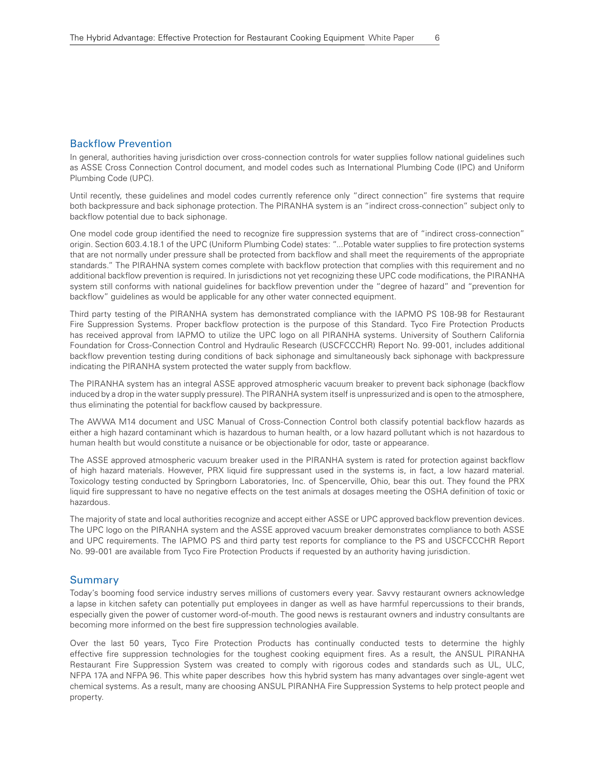## Backflow Prevention

In general, authorities having jurisdiction over cross-connection controls for water supplies follow national guidelines such as ASSE Cross Connection Control document, and model codes such as International Plumbing Code (IPC) and Uniform Plumbing Code (UPC).

Until recently, these guidelines and model codes currently reference only "direct connection" fire systems that require both backpressure and back siphonage protection. The PIRANHA system is an "indirect cross-connection" subject only to backflow potential due to back siphonage.

One model code group identified the need to recognize fire suppression systems that are of "indirect cross-connection" origin. Section 603.4.18.1 of the UPC (Uniform Plumbing Code) states: "...Potable water supplies to fire protection systems that are not normally under pressure shall be protected from backflow and shall meet the requirements of the appropriate standards." The PIRAHNA system comes complete with backflow protection that complies with this requirement and no additional backflow prevention is required. In jurisdictions not yet recognizing these UPC code modifications, the PIRANHA system still conforms with national guidelines for backflow prevention under the "degree of hazard" and "prevention for backflow" guidelines as would be applicable for any other water connected equipment.

Third party testing of the PIRANHA system has demonstrated compliance with the IAPMO PS 108-98 for Restaurant Fire Suppression Systems. Proper backflow protection is the purpose of this Standard. Tyco Fire Protection Products has received approval from IAPMO to utilize the UPC logo on all PIRANHA systems. University of Southern California Foundation for Cross-Connection Control and Hydraulic Research (USCFCCCHR) Report No. 99-001, includes additional backflow prevention testing during conditions of back siphonage and simultaneously back siphonage with backpressure indicating the PIRANHA system protected the water supply from backflow.

The PIRANHA system has an integral ASSE approved atmospheric vacuum breaker to prevent back siphonage (backflow induced by a drop in the water supply pressure). The PIRANHA system itself is unpressurized and is open to the atmosphere, thus eliminating the potential for backflow caused by backpressure.

The AWWA M14 document and USC Manual of Cross-Connection Control both classify potential backflow hazards as either a high hazard contaminant which is hazardous to human health, or a low hazard pollutant which is not hazardous to human health but would constitute a nuisance or be objectionable for odor, taste or appearance.

The ASSE approved atmospheric vacuum breaker used in the PIRANHA system is rated for protection against backflow of high hazard materials. However, PRX liquid fire suppressant used in the systems is, in fact, a low hazard material. Toxicology testing conducted by Springborn Laboratories, Inc. of Spencerville, Ohio, bear this out. They found the PRX liquid fire suppressant to have no negative effects on the test animals at dosages meeting the OSHA definition of toxic or hazardous.

The majority of state and local authorities recognize and accept either ASSE or UPC approved backflow prevention devices. The UPC logo on the PIRANHA system and the ASSE approved vacuum breaker demonstrates compliance to both ASSE and UPC requirements. The IAPMO PS and third party test reports for compliance to the PS and USCFCCCHR Report No. 99-001 are available from Tyco Fire Protection Products if requested by an authority having jurisdiction.

## Summary

Today's booming food service industry serves millions of customers every year. Savvy restaurant owners acknowledge a lapse in kitchen safety can potentially put employees in danger as well as have harmful repercussions to their brands, especially given the power of customer word-of-mouth. The good news is restaurant owners and industry consultants are becoming more informed on the best fire suppression technologies available.

Over the last 50 years, Tyco Fire Protection Products has continually conducted tests to determine the highly effective fire suppression technologies for the toughest cooking equipment fires. As a result, the ANSUL PIRANHA Restaurant Fire Suppression System was created to comply with rigorous codes and standards such as UL, ULC, NFPA 17A and NFPA 96. This white paper describes how this hybrid system has many advantages over single-agent wet chemical systems. As a result, many are choosing ANSUL PIRANHA Fire Suppression Systems to help protect people and property.